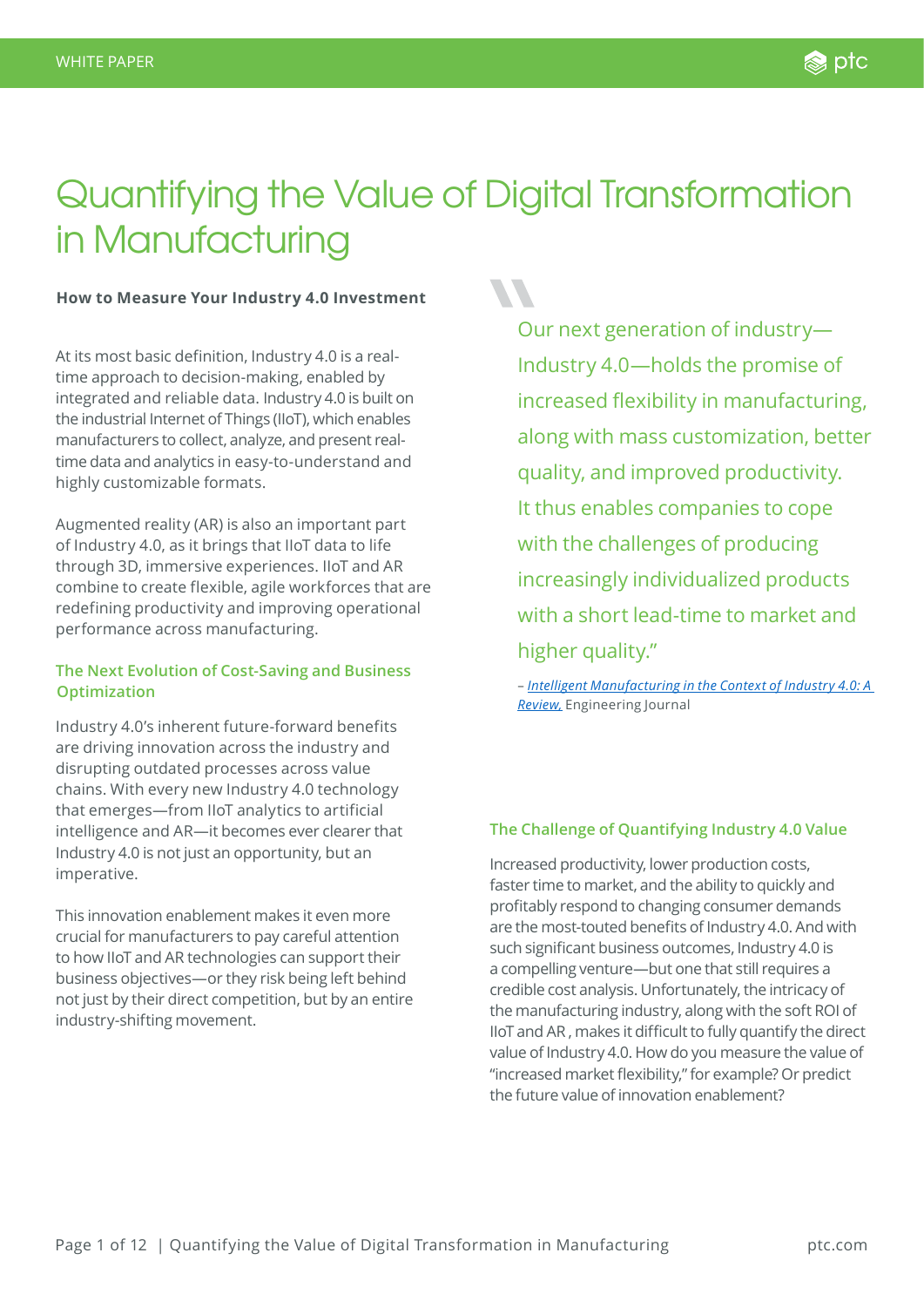# Quantifying the Value of Digital Transformation in Manufacturing

**How to Measure Your Industry 4.0 Investment**

At its most basic definition, Industry 4.0 is a real-time approach to decision-making, enabled by integrated and reliable data. Industry 4.0 is built on the industrial Internet of Things (IIoT), which enables manufacturers to collect, analyze, and present real-time data and analytics in easy-to-understand and highly customizable formats.

Augmented reality (AR) is also an important part of Industry 4.0, as it brings that IIoT data to life through 3D, immersive experiences. IIoT and AR combine to create flexible, agile workforces that are redefining productivity and improving operational performance across manufacturing.

## The Next Evolution of Cost-Saving and Business Optimization

Industry 4.0's inherent future-forward benefits are driving innovation across the industry and disrupting outdated processes across value chains. With every new Industry 4.0 technology that emerges—from IIoT analytics to artificial intelligence and AR—it becomes ever clearer that Industry 4.0 is not just an opportunity, but an imperative.

This innovation enablement makes it even more crucial for manufacturers to pay careful attention to how IIoT and AR technologies can support their business objectives—or they risk being left behind not just by their direct competition, but by an entire industry-shifting movement.

> Our next generation of industry—Industry 4.0—holds the promise of increased flexibility in manufacturing, along with mass customization, better quality, and improved productivity. It thus enables companies to cope with the challenges of producing increasingly individualized products with a short lead-time to market and higher quality."
>
> – *Intelligent Manufacturing in the Context of Industry 4.0: A Review,* Engineering Journal

## The Challenge of Quantifying Industry 4.0 Value

Increased productivity, lower production costs, faster time to market, and the ability to quickly and profitably respond to changing consumer demands are the most-touted benefits of Industry 4.0. And with such significant business outcomes, Industry 4.0 is a compelling venture—but one that still requires a credible cost analysis. Unfortunately, the intricacy of the manufacturing industry, along with the soft ROI of IIoT and AR , makes it difficult to fully quantify the direct value of Industry 4.0. How do you measure the value of "increased market flexibility," for example? Or predict the future value of innovation enablement?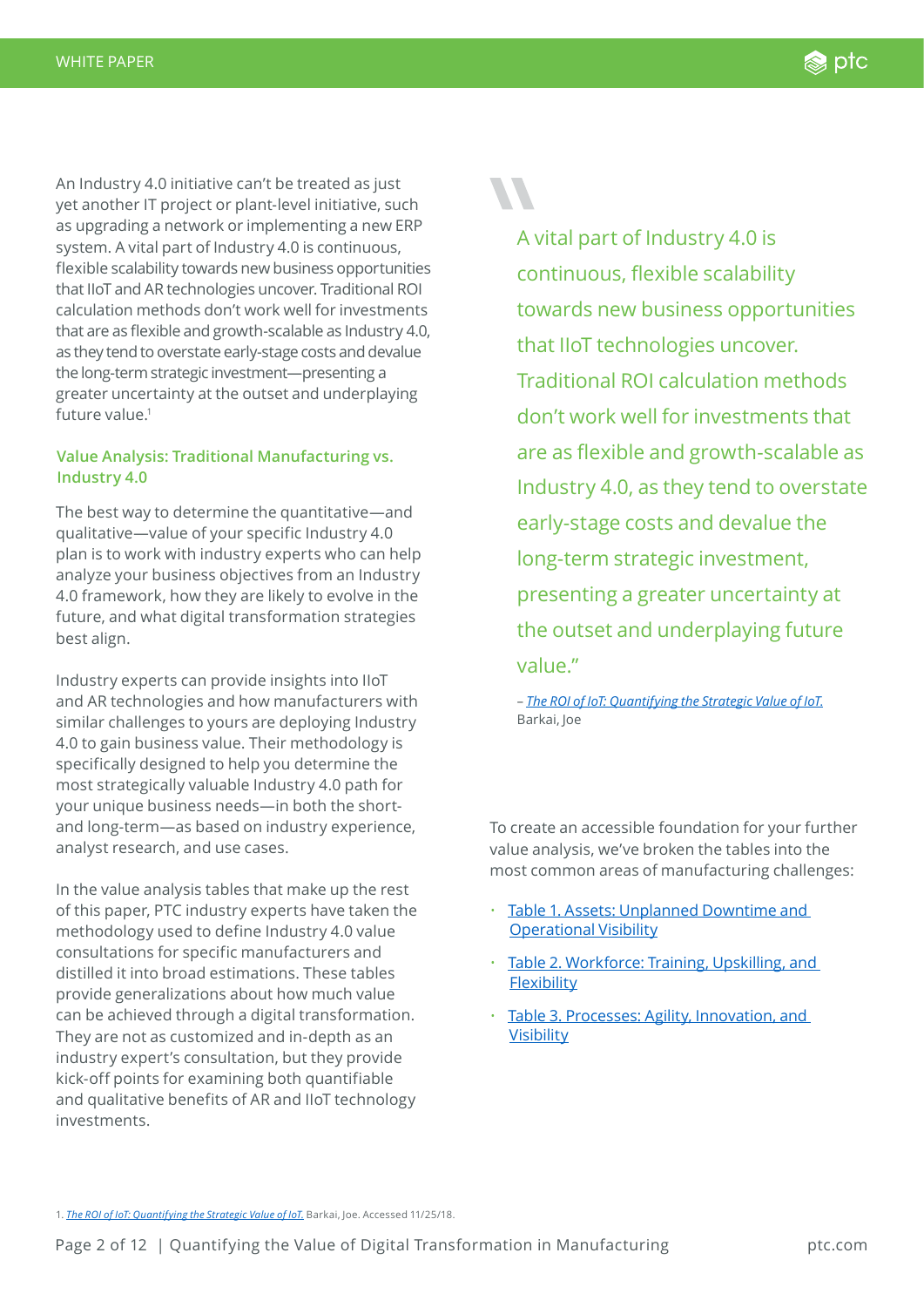An Industry 4.0 initiative can't be treated as just yet another IT project or plant-level initiative, such as upgrading a network or implementing a new ERP system. A vital part of Industry 4.0 is continuous, flexible scalability towards new business opportunities that IIoT and AR technologies uncover. Traditional ROI calculation methods don't work well for investments that are as flexible and growth-scalable as Industry 4.0, as they tend to overstate early-stage costs and devalue the long-term strategic investment—presenting a greater uncertainty at the outset and underplaying future value.[1]

### Value Analysis: Traditional Manufacturing vs. Industry 4.0

The best way to determine the quantitative—and qualitative—value of your specific Industry 4.0 plan is to work with industry experts who can help analyze your business objectives from an Industry 4.0 framework, how they are likely to evolve in the future, and what digital transformation strategies best align.

Industry experts can provide insights into IIoT and AR technologies and how manufacturers with similar challenges to yours are deploying Industry 4.0 to gain business value. Their methodology is specifically designed to help you determine the most strategically valuable Industry 4.0 path for your unique business needs—in both the short- and long-term—as based on industry experience, analyst research, and use cases.

In the value analysis tables that make up the rest of this paper, PTC industry experts have taken the methodology used to define Industry 4.0 value consultations for specific manufacturers and distilled it into broad estimations. These tables provide generalizations about how much value can be achieved through a digital transformation. They are not as customized and in-depth as an industry expert's consultation, but they provide kick-off points for examining both quantifiable and qualitative benefits of AR and IIoT technology investments.

> A vital part of Industry 4.0 is continuous, flexible scalability towards new business opportunities that IIoT technologies uncover. Traditional ROI calculation methods don't work well for investments that are as flexible and growth-scalable as Industry 4.0, as they tend to overstate early-stage costs and devalue the long-term strategic investment, presenting a greater uncertainty at the outset and underplaying future value."
>
> – *The ROI of IoT: Quantifying the Strategic Value of IoT.* Barkai, Joe

To create an accessible foundation for your further value analysis, we've broken the tables into the most common areas of manufacturing challenges:

- Table 1. Assets: Unplanned Downtime and Operational Visibility
- Table 2. Workforce: Training, Upskilling, and Flexibility
- Table 3. Processes: Agility, Innovation, and Visibility

1. *The ROI of IoT: Quantifying the Strategic Value of IoT.* Barkai, Joe. Accessed 11/25/18.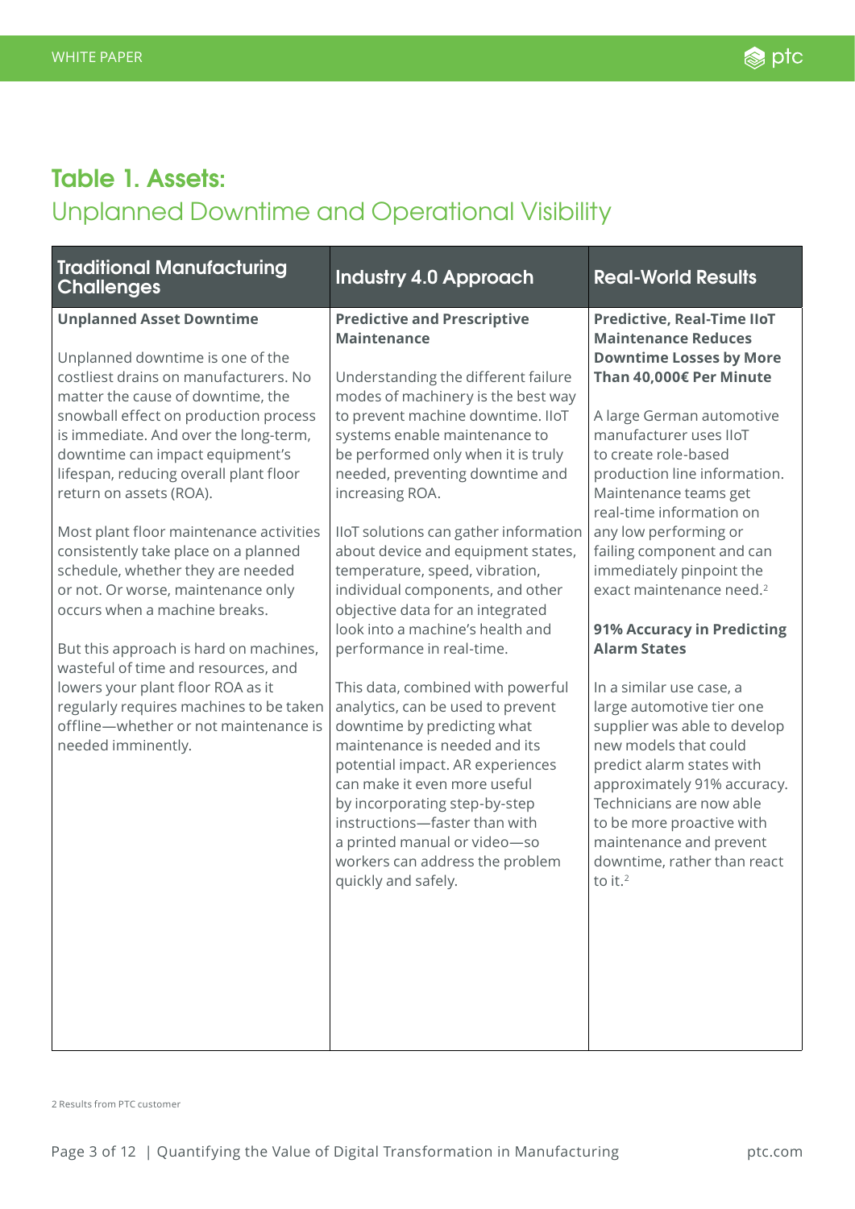## Table 1. Assets:
Unplanned Downtime and Operational Visibility

| Traditional Manufacturing Challenges | Industry 4.0 Approach | Real-World Results |
|---|---|---|
| **Unplanned Asset Downtime**<br><br>Unplanned downtime is one of the costliest drains on manufacturers. No matter the cause of downtime, the snowball effect on production process is immediate. And over the long-term, downtime can impact equipment's lifespan, reducing overall plant floor return on assets (ROA).<br><br>Most plant floor maintenance activities consistently take place on a planned schedule, whether they are needed or not. Or worse, maintenance only occurs when a machine breaks.<br><br>But this approach is hard on machines, wasteful of time and resources, and lowers your plant floor ROA as it regularly requires machines to be taken offline—whether or not maintenance is needed imminently. | **Predictive and Prescriptive Maintenance**<br><br>Understanding the different failure modes of machinery is the best way to prevent machine downtime. IIoT systems enable maintenance to be performed only when it is truly needed, preventing downtime and increasing ROA.<br><br>IIoT solutions can gather information about device and equipment states, temperature, speed, vibration, individual components, and other objective data for an integrated look into a machine's health and performance in real-time.<br><br>This data, combined with powerful analytics, can be used to prevent downtime by predicting what maintenance is needed and its potential impact. AR experiences can make it even more useful by incorporating step-by-step instructions—faster than with a printed manual or video—so workers can address the problem quickly and safely. | **Predictive, Real-Time IIoT Maintenance Reduces Downtime Losses by More Than 40,000€ Per Minute**<br><br>A large German automotive manufacturer uses IIoT to create role-based production line information. Maintenance teams get real-time information on any low performing or failing component and can immediately pinpoint the exact maintenance need.[2]<br><br>**91% Accuracy in Predicting Alarm States**<br><br>In a similar use case, a large automotive tier one supplier was able to develop new models that could predict alarm states with approximately 91% accuracy. Technicians are now able to be more proactive with maintenance and prevent downtime, rather than react to it.[2] |

2 Results from PTC customer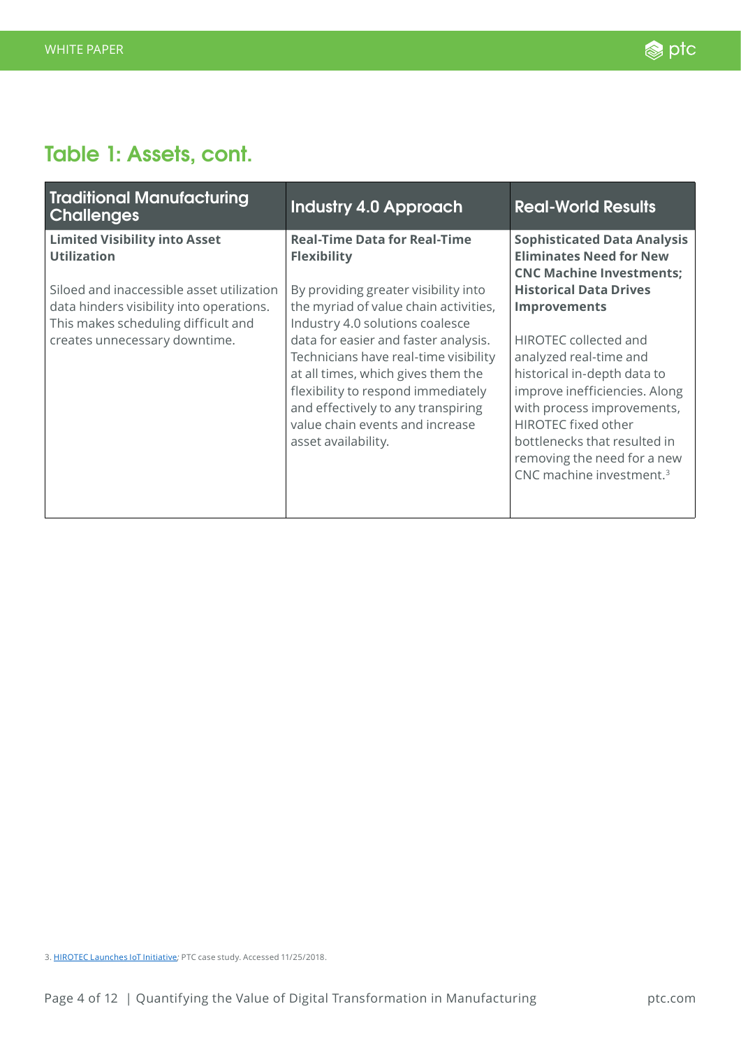## Table 1: Assets, cont.

| Traditional Manufacturing Challenges | Industry 4.0 Approach | Real-World Results |
|---|---|---|
| **Limited Visibility into Asset Utilization**<br><br>Siloed and inaccessible asset utilization data hinders visibility into operations. This makes scheduling difficult and creates unnecessary downtime. | **Real-Time Data for Real-Time Flexibility**<br><br>By providing greater visibility into the myriad of value chain activities, Industry 4.0 solutions coalesce data for easier and faster analysis. Technicians have real-time visibility at all times, which gives them the flexibility to respond immediately and effectively to any transpiring value chain events and increase asset availability. | **Sophisticated Data Analysis Eliminates Need for New CNC Machine Investments; Historical Data Drives Improvements**<br><br>HIROTEC collected and analyzed real-time and historical in-depth data to improve inefficiencies. Along with process improvements, HIROTEC fixed other bottlenecks that resulted in removing the need for a new CNC machine investment.[3] |

3. HIROTEC Launches IoT Initiative; PTC case study. Accessed 11/25/2018.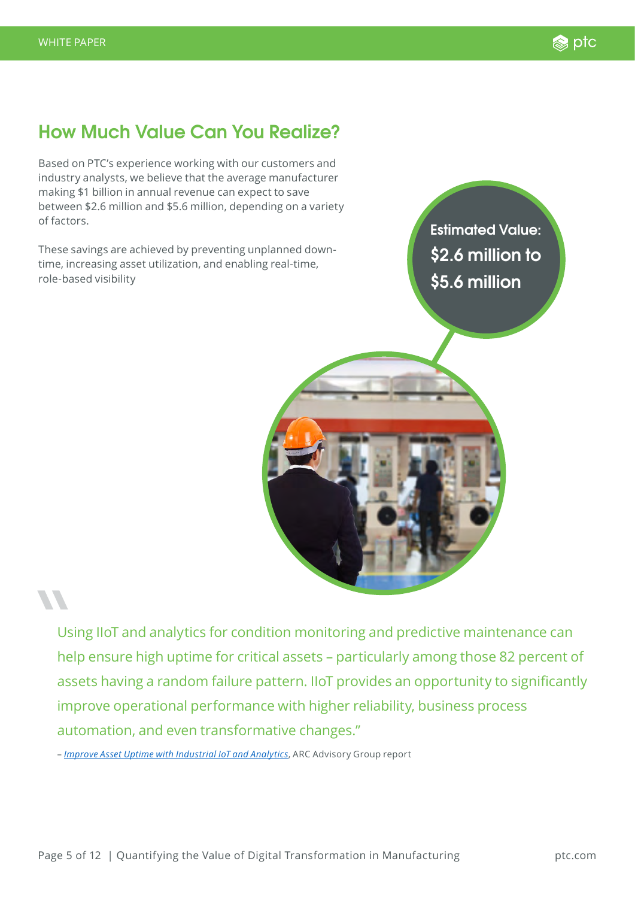## How Much Value Can You Realize?

Based on PTC's experience working with our customers and industry analysts, we believe that the average manufacturer making $1 billion in annual revenue can expect to save between $2.6 million and $5.6 million, depending on a variety of factors.

These savings are achieved by preventing unplanned down-time, increasing asset utilization, and enabling real-time, role-based visibility

**Estimated Value: $2.6 million to $5.6 million**

> Using IIoT and analytics for condition monitoring and predictive maintenance can help ensure high uptime for critical assets – particularly among those 82 percent of assets having a random failure pattern. IIoT provides an opportunity to significantly improve operational performance with higher reliability, business process automation, and even transformative changes."

– *Improve Asset Uptime with Industrial IoT and Analytics*, ARC Advisory Group report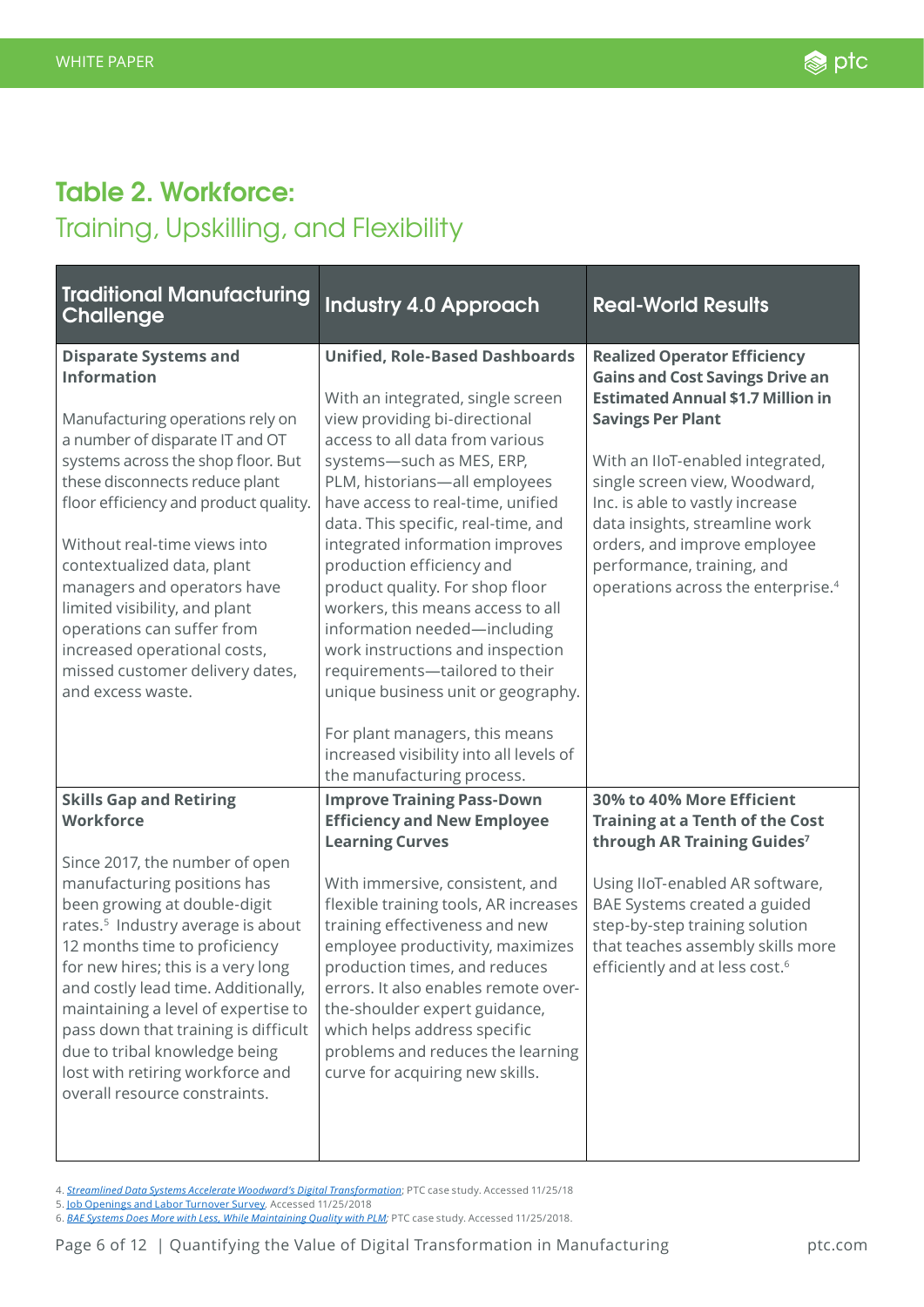## Table 2. Workforce:
Training, Upskilling, and Flexibility

| Traditional Manufacturing Challenge | Industry 4.0 Approach | Real-World Results |
|---|---|---|
| **Disparate Systems and Information**<br><br>Manufacturing operations rely on a number of disparate IT and OT systems across the shop floor. But these disconnects reduce plant floor efficiency and product quality.<br><br>Without real-time views into contextualized data, plant managers and operators have limited visibility, and plant operations can suffer from increased operational costs, missed customer delivery dates, and excess waste. | **Unified, Role-Based Dashboards**<br><br>With an integrated, single screen view providing bi-directional access to all data from various systems—such as MES, ERP, PLM, historians—all employees have access to real-time, unified data. This specific, real-time, and integrated information improves production efficiency and product quality. For shop floor workers, this means access to all information needed—including work instructions and inspection requirements—tailored to their unique business unit or geography.<br><br>For plant managers, this means increased visibility into all levels of the manufacturing process. | **Realized Operator Efficiency Gains and Cost Savings Drive an Estimated Annual $1.7 Million in Savings Per Plant**<br><br>With an IIoT-enabled integrated, single screen view, Woodward, Inc. is able to vastly increase data insights, streamline work orders, and improve employee performance, training, and operations across the enterprise.[4] |
| **Skills Gap and Retiring Workforce**<br><br>Since 2017, the number of open manufacturing positions has been growing at double-digit rates.[5] Industry average is about 12 months time to proficiency for new hires; this is a very long and costly lead time. Additionally, maintaining a level of expertise to pass down that training is difficult due to tribal knowledge being lost with retiring workforce and overall resource constraints. | **Improve Training Pass-Down Efficiency and New Employee Learning Curves**<br><br>With immersive, consistent, and flexible training tools, AR increases training effectiveness and new employee productivity, maximizes production times, and reduces errors. It also enables remote over-the-shoulder expert guidance, which helps address specific problems and reduces the learning curve for acquiring new skills. | **30% to 40% More Efficient Training at a Tenth of the Cost through AR Training Guides[7]**<br><br>Using IIoT-enabled AR software, BAE Systems created a guided step-by-step training solution that teaches assembly skills more efficiently and at less cost.[6] |

4. *Streamlined Data Systems Accelerate Woodward's Digital Transformation*; PTC case study. Accessed 11/25/18
5. Job Openings and Labor Turnover Survey. Accessed 11/25/2018
6. *BAE Systems Does More with Less, While Maintaining Quality with PLM*; PTC case study. Accessed 11/25/2018.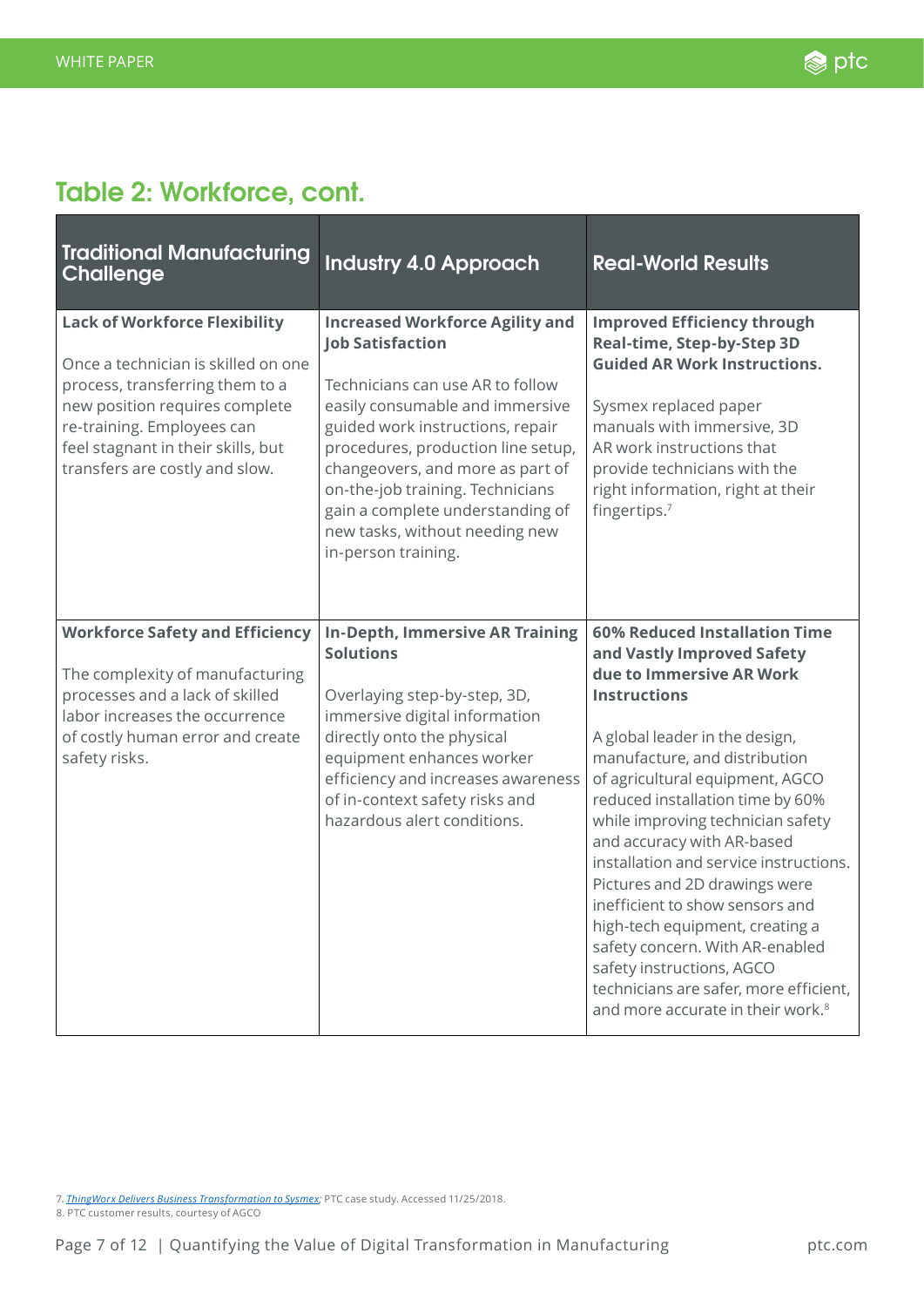## Table 2: Workforce, cont.

| Traditional Manufacturing Challenge | Industry 4.0 Approach | Real-World Results |
|---|---|---|
| **Lack of Workforce Flexibility**<br><br>Once a technician is skilled on one process, transferring them to a new position requires complete re-training. Employees can feel stagnant in their skills, but transfers are costly and slow. | **Increased Workforce Agility and Job Satisfaction**<br><br>Technicians can use AR to follow easily consumable and immersive guided work instructions, repair procedures, production line setup, changeovers, and more as part of on-the-job training. Technicians gain a complete understanding of new tasks, without needing new in-person training. | **Improved Efficiency through Real-time, Step-by-Step 3D Guided AR Work Instructions.**<br><br>Sysmex replaced paper manuals with immersive, 3D AR work instructions that provide technicians with the right information, right at their fingertips.[7] |
| **Workforce Safety and Efficiency**<br><br>The complexity of manufacturing processes and a lack of skilled labor increases the occurrence of costly human error and create safety risks. | **In-Depth, Immersive AR Training Solutions**<br><br>Overlaying step-by-step, 3D, immersive digital information directly onto the physical equipment enhances worker efficiency and increases awareness of in-context safety risks and hazardous alert conditions. | **60% Reduced Installation Time and Vastly Improved Safety due to Immersive AR Work Instructions**<br><br>A global leader in the design, manufacture, and distribution of agricultural equipment, AGCO reduced installation time by 60% while improving technician safety and accuracy with AR-based installation and service instructions. Pictures and 2D drawings were inefficient to show sensors and high-tech equipment, creating a safety concern. With AR-enabled safety instructions, AGCO technicians are safer, more efficient, and more accurate in their work.[8] |

7. *ThingWorx Delivers Business Transformation to Sysmex*; PTC case study. Accessed 11/25/2018.
8. PTC customer results, courtesy of AGCO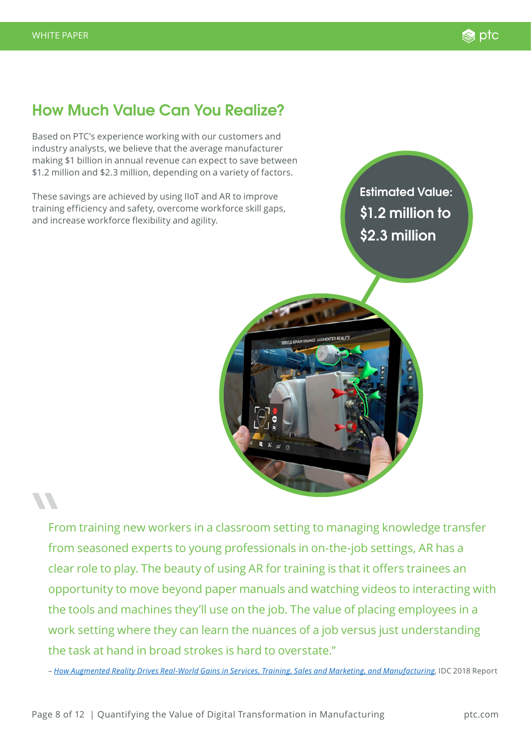## How Much Value Can You Realize?

Based on PTC's experience working with our customers and industry analysts, we believe that the average manufacturer making $1 billion in annual revenue can expect to save between $1.2 million and $2.3 million, depending on a variety of factors.

These savings are achieved by using IIoT and AR to improve training efficiency and safety, overcome workforce skill gaps, and increase workforce flexibility and agility.

**Estimated Value: $1.2 million to $2.3 million**

> From training new workers in a classroom setting to managing knowledge transfer from seasoned experts to young professionals in on-the-job settings, AR has a clear role to play. The beauty of using AR for training is that it offers trainees an opportunity to move beyond paper manuals and watching videos to interacting with the tools and machines they'll use on the job. The value of placing employees in a work setting where they can learn the nuances of a job versus just understanding the task at hand in broad strokes is hard to overstate."

– *How Augmented Reality Drives Real-World Gains in Services, Training, Sales and Marketing, and Manufacturing*, IDC 2018 Report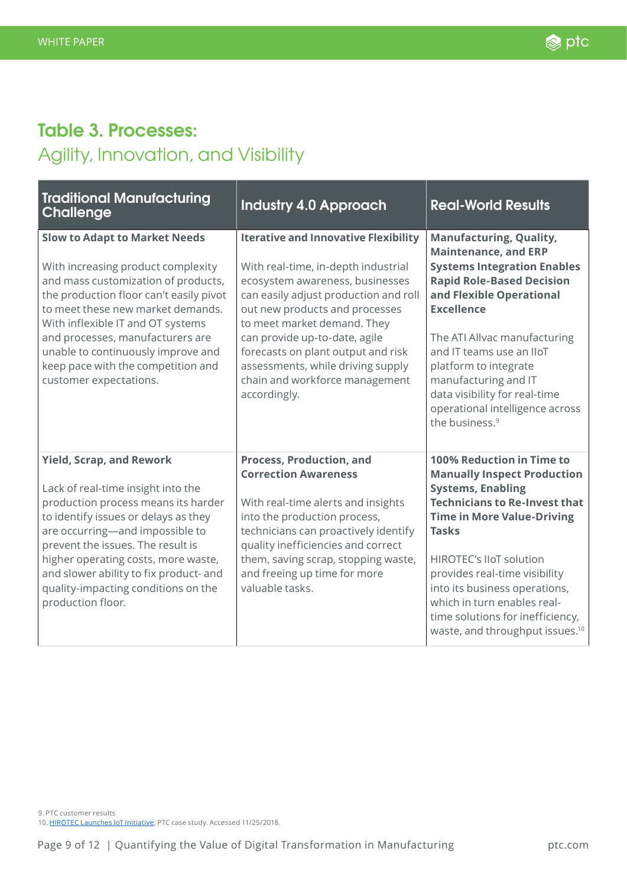## Table 3. Processes:
Agility, Innovation, and Visibility

| Traditional Manufacturing Challenge | Industry 4.0 Approach | Real-World Results |
|---|---|---|
| **Slow to Adapt to Market Needs**<br><br>With increasing product complexity and mass customization of products, the production floor can't easily pivot to meet these new market demands. With inflexible IT and OT systems and processes, manufacturers are unable to continuously improve and keep pace with the competition and customer expectations. | **Iterative and Innovative Flexibility**<br><br>With real-time, in-depth industrial ecosystem awareness, businesses can easily adjust production and roll out new products and processes to meet market demand. They can provide up-to-date, agile forecasts on plant output and risk assessments, while driving supply chain and workforce management accordingly. | **Manufacturing, Quality, Maintenance, and ERP Systems Integration Enables Rapid Role-Based Decision and Flexible Operational Excellence**<br><br>The ATI Allvac manufacturing and IT teams use an IIoT platform to integrate manufacturing and IT data visibility for real-time operational intelligence across the business.[9] |
| **Yield, Scrap, and Rework**<br><br>Lack of real-time insight into the production process means its harder to identify issues or delays as they are occurring—and impossible to prevent the issues. The result is higher operating costs, more waste, and slower ability to fix product- and quality-impacting conditions on the production floor. | **Process, Production, and Correction Awareness**<br><br>With real-time alerts and insights into the production process, technicians can proactively identify quality inefficiencies and correct them, saving scrap, stopping waste, and freeing up time for more valuable tasks. | **100% Reduction in Time to Manually Inspect Production Systems, Enabling Technicians to Re-Invest that Time in More Value-Driving Tasks**<br><br>HIROTEC's IIoT solution provides real-time visibility into its business operations, which in turn enables real-time solutions for inefficiency, waste, and throughput issues.[10] |

9. PTC customer results
10. HIROTEC Launches IoT Initiative; PTC case study. Accessed 11/25/2018.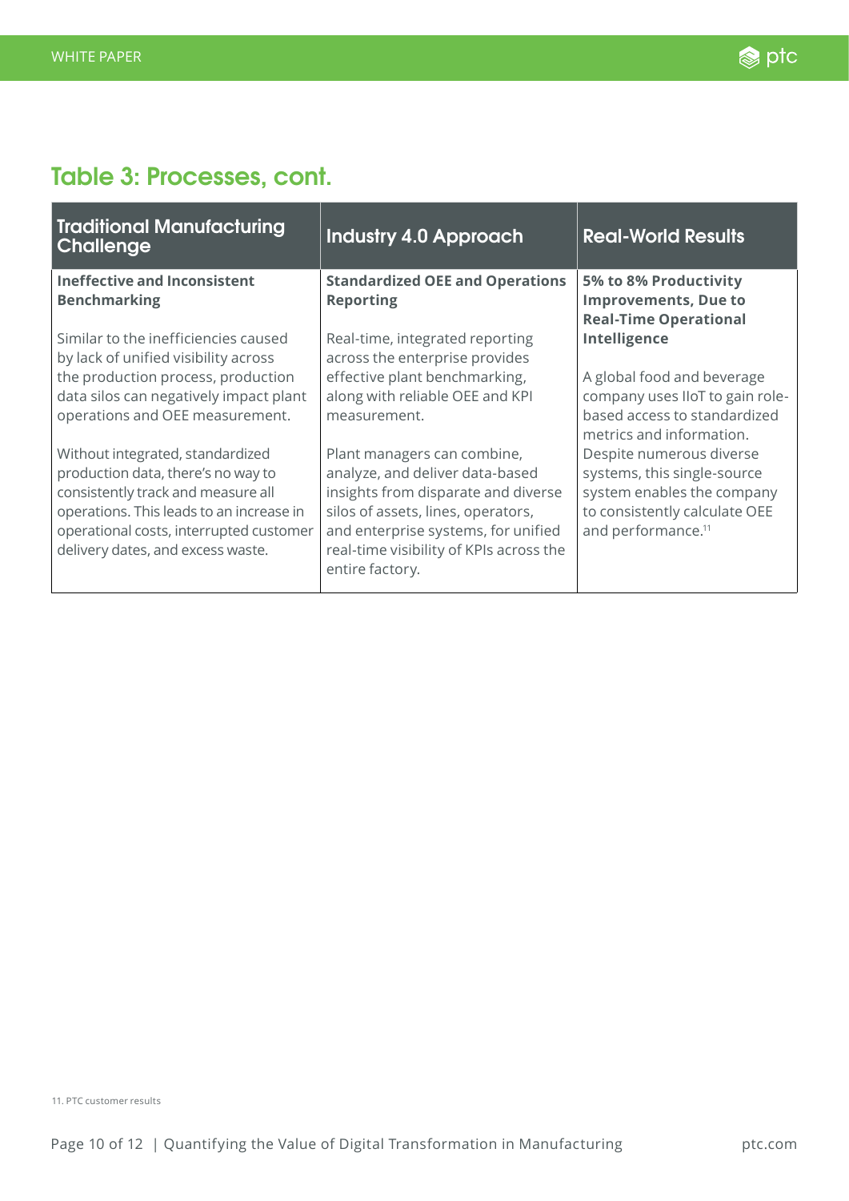## Table 3: Processes, cont.

| Traditional Manufacturing Challenge | Industry 4.0 Approach | Real-World Results |
| --- | --- | --- |
| **Ineffective and Inconsistent Benchmarking**<br><br>Similar to the inefficiencies caused by lack of unified visibility across the production process, production data silos can negatively impact plant operations and OEE measurement.<br><br>Without integrated, standardized production data, there's no way to consistently track and measure all operations. This leads to an increase in operational costs, interrupted customer delivery dates, and excess waste. | **Standardized OEE and Operations Reporting**<br><br>Real-time, integrated reporting across the enterprise provides effective plant benchmarking, along with reliable OEE and KPI measurement.<br><br>Plant managers can combine, analyze, and deliver data-based insights from disparate and diverse silos of assets, lines, operators, and enterprise systems, for unified real-time visibility of KPIs across the entire factory. | **5% to 8% Productivity Improvements, Due to Real-Time Operational Intelligence**<br><br>A global food and beverage company uses IIoT to gain role-based access to standardized metrics and information. Despite numerous diverse systems, this single-source system enables the company to consistently calculate OEE and performance.[11] |

11. PTC customer results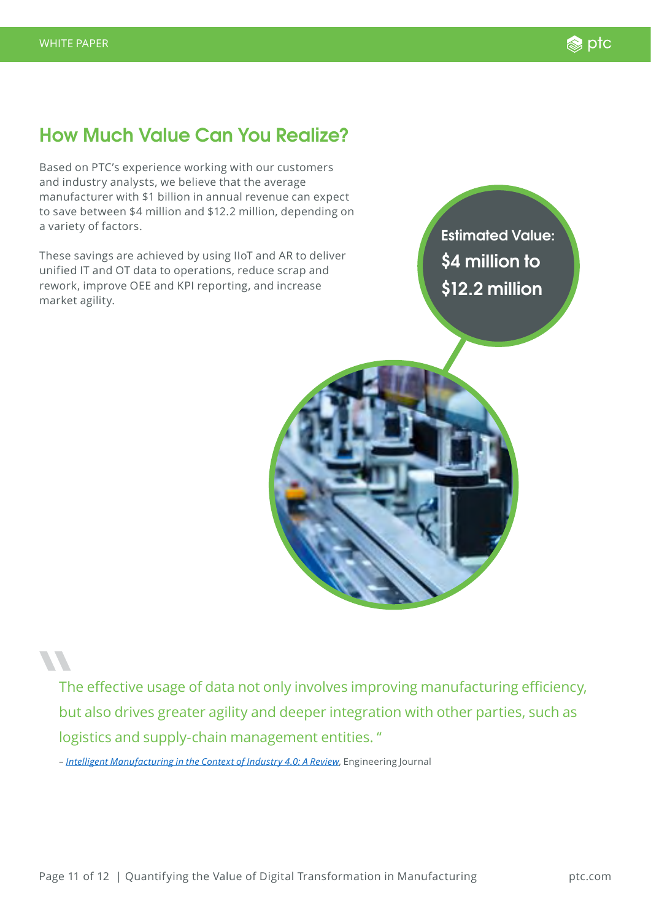## How Much Value Can You Realize?

Based on PTC's experience working with our customers and industry analysts, we believe that the average manufacturer with $1 billion in annual revenue can expect to save between $4 million and $12.2 million, depending on a variety of factors.

These savings are achieved by using IIoT and AR to deliver unified IT and OT data to operations, reduce scrap and rework, improve OEE and KPI reporting, and increase market agility.

**Estimated Value:**
**$4 million to $12.2 million**

> The effective usage of data not only involves improving manufacturing efficiency, but also drives greater agility and deeper integration with other parties, such as logistics and supply-chain management entities. "
>
> – *Intelligent Manufacturing in the Context of Industry 4.0: A Review*, Engineering Journal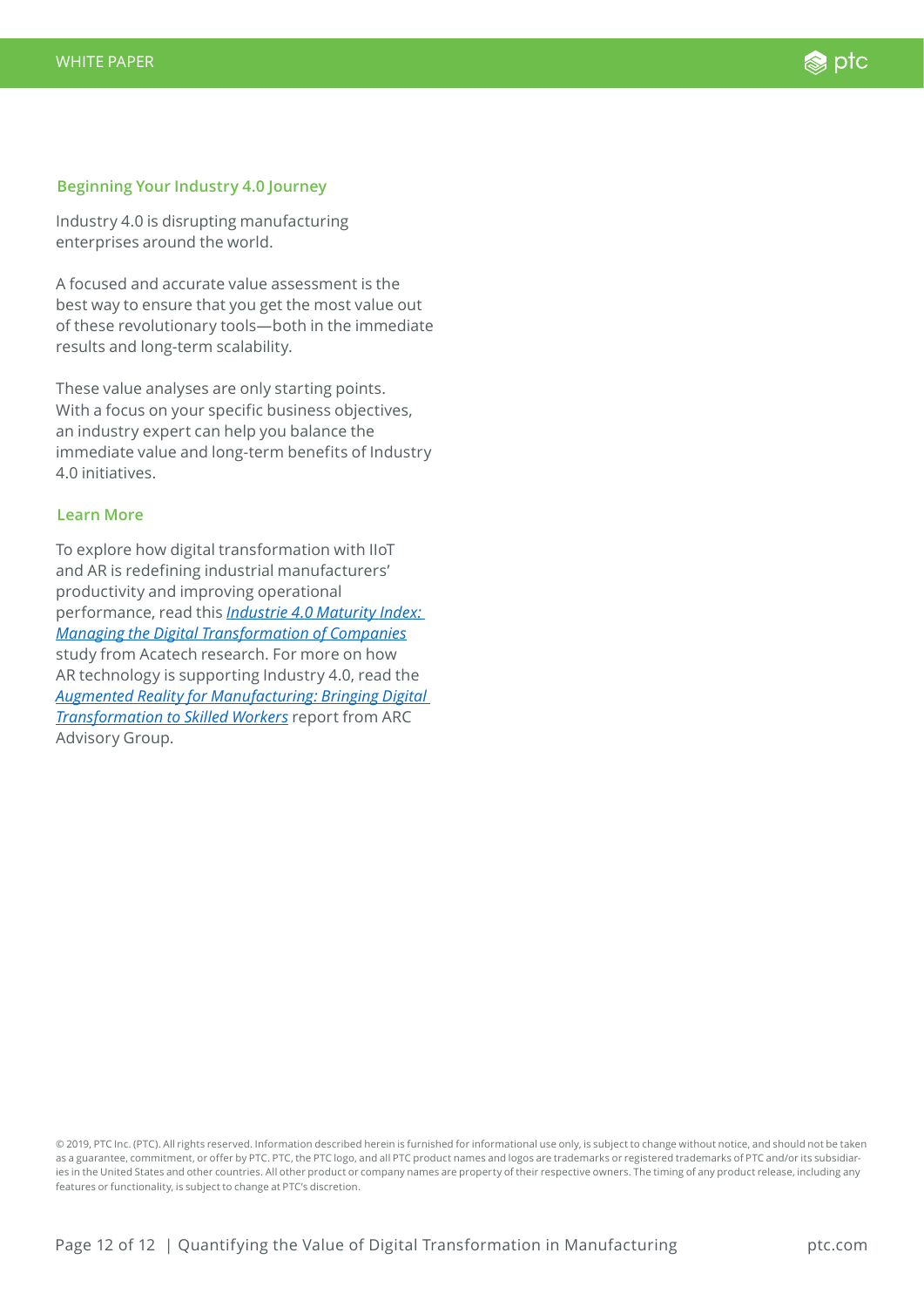## Beginning Your Industry 4.0 Journey

Industry 4.0 is disrupting manufacturing enterprises around the world.

A focused and accurate value assessment is the best way to ensure that you get the most value out of these revolutionary tools—both in the immediate results and long-term scalability.

These value analyses are only starting points. With a focus on your specific business objectives, an industry expert can help you balance the immediate value and long-term benefits of Industry 4.0 initiatives.

## Learn More

To explore how digital transformation with IIoT and AR is redefining industrial manufacturers' productivity and improving operational performance, read this *Industrie 4.0 Maturity Index: Managing the Digital Transformation of Companies* study from Acatech research. For more on how AR technology is supporting Industry 4.0, read the *Augmented Reality for Manufacturing: Bringing Digital Transformation to Skilled Workers* report from ARC Advisory Group.

© 2019, PTC Inc. (PTC). All rights reserved. Information described herein is furnished for informational use only, is subject to change without notice, and should not be taken as a guarantee, commitment, or offer by PTC. PTC, the PTC logo, and all PTC product names and logos are trademarks or registered trademarks of PTC and/or its subsidiaries in the United States and other countries. All other product or company names are property of their respective owners. The timing of any product release, including any features or functionality, is subject to change at PTC's discretion.